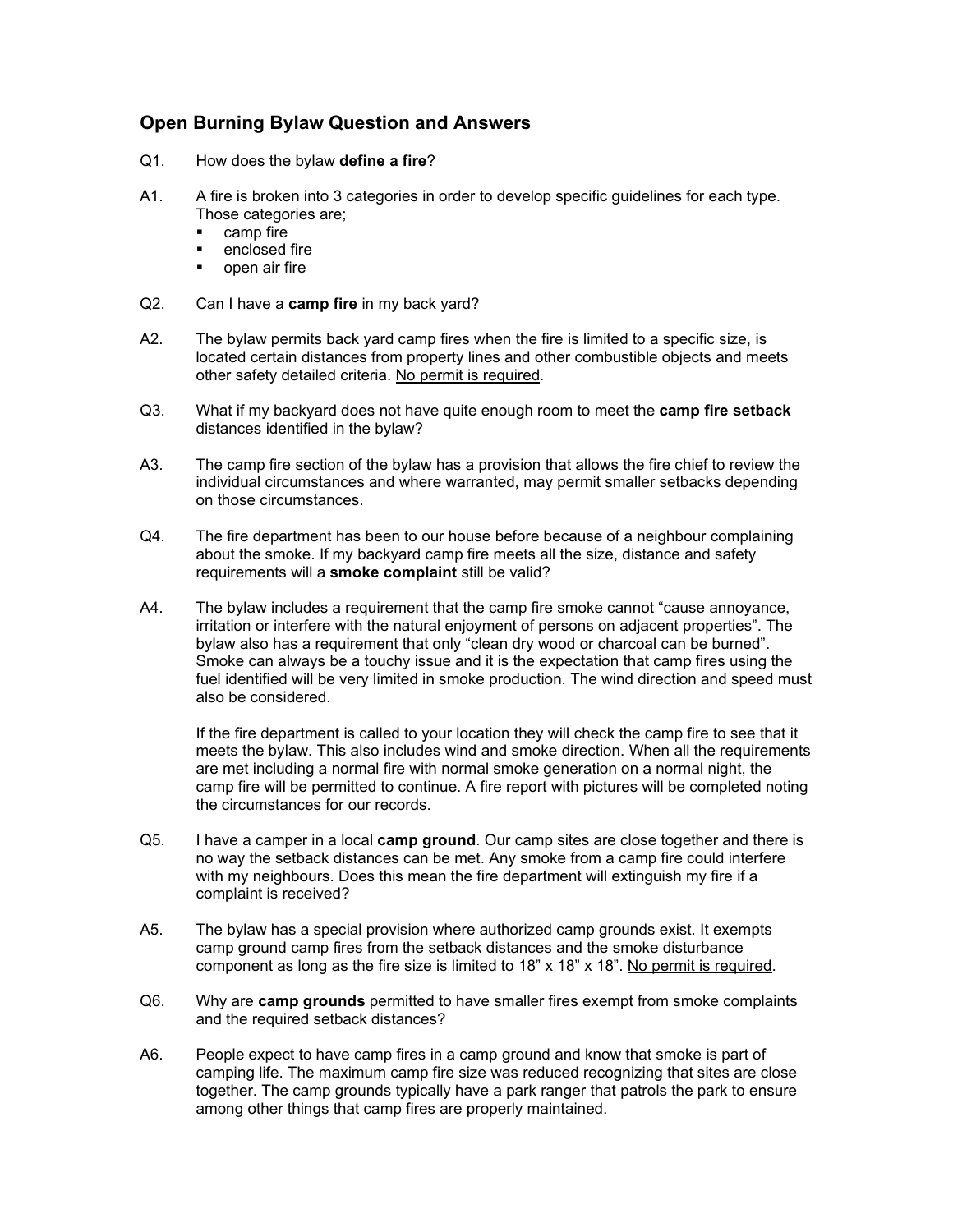## Open Burning Bylaw Question and Answers

Q1. How does the bylaw **define a fire**?

A1. A fire is broken into 3 categories in order to develop specific guidelines for each type. Those categories are;

- camp fire
- enclosed fire
- open air fire

Q2. Can I have a **camp fire** in my back yard?

A2. The bylaw permits back yard camp fires when the fire is limited to a specific size, is located certain distances from property lines and other combustible objects and meets other safety detailed criteria. <u>No permit is required</u>.

Q3. What if my backyard does not have quite enough room to meet the **camp fire setback** distances identified in the bylaw?

A3. The camp fire section of the bylaw has a provision that allows the fire chief to review the individual circumstances and where warranted, may permit smaller setbacks depending on those circumstances.

Q4. The fire department has been to our house before because of a neighbour complaining about the smoke. If my backyard camp fire meets all the size, distance and safety requirements will a **smoke complaint** still be valid?

A4. The bylaw includes a requirement that the camp fire smoke cannot "cause annoyance, irritation or interfere with the natural enjoyment of persons on adjacent properties". The bylaw also has a requirement that only "clean dry wood or charcoal can be burned". Smoke can always be a touchy issue and it is the expectation that camp fires using the fuel identified will be very limited in smoke production. The wind direction and speed must also be considered.

If the fire department is called to your location they will check the camp fire to see that it meets the bylaw. This also includes wind and smoke direction. When all the requirements are met including a normal fire with normal smoke generation on a normal night, the camp fire will be permitted to continue. A fire report with pictures will be completed noting the circumstances for our records.

Q5. I have a camper in a local **camp ground**. Our camp sites are close together and there is no way the setback distances can be met. Any smoke from a camp fire could interfere with my neighbours. Does this mean the fire department will extinguish my fire if a complaint is received?

A5. The bylaw has a special provision where authorized camp grounds exist. It exempts camp ground camp fires from the setback distances and the smoke disturbance component as long as the fire size is limited to 18" x 18" x 18". <u>No permit is required</u>.

Q6. Why are **camp grounds** permitted to have smaller fires exempt from smoke complaints and the required setback distances?

A6. People expect to have camp fires in a camp ground and know that smoke is part of camping life. The maximum camp fire size was reduced recognizing that sites are close together. The camp grounds typically have a park ranger that patrols the park to ensure among other things that camp fires are properly maintained.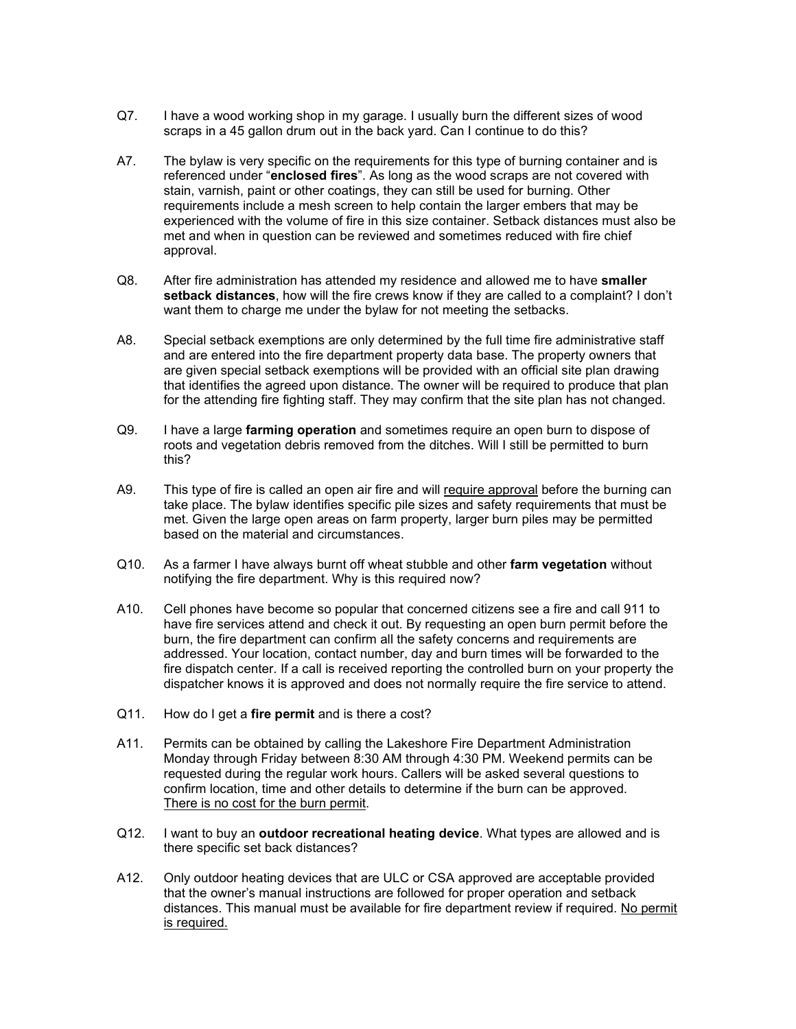Q7. I have a wood working shop in my garage. I usually burn the different sizes of wood scraps in a 45 gallon drum out in the back yard. Can I continue to do this?

A7. The bylaw is very specific on the requirements for this type of burning container and is referenced under "**enclosed fires**". As long as the wood scraps are not covered with stain, varnish, paint or other coatings, they can still be used for burning. Other requirements include a mesh screen to help contain the larger embers that may be experienced with the volume of fire in this size container. Setback distances must also be met and when in question can be reviewed and sometimes reduced with fire chief approval.

Q8. After fire administration has attended my residence and allowed me to have **smaller setback distances**, how will the fire crews know if they are called to a complaint? I don't want them to charge me under the bylaw for not meeting the setbacks.

A8. Special setback exemptions are only determined by the full time fire administrative staff and are entered into the fire department property data base. The property owners that are given special setback exemptions will be provided with an official site plan drawing that identifies the agreed upon distance. The owner will be required to produce that plan for the attending fire fighting staff. They may confirm that the site plan has not changed.

Q9. I have a large **farming operation** and sometimes require an open burn to dispose of roots and vegetation debris removed from the ditches. Will I still be permitted to burn this?

A9. This type of fire is called an open air fire and will <u>require approval</u> before the burning can take place. The bylaw identifies specific pile sizes and safety requirements that must be met. Given the large open areas on farm property, larger burn piles may be permitted based on the material and circumstances.

Q10. As a farmer I have always burnt off wheat stubble and other **farm vegetation** without notifying the fire department. Why is this required now?

A10. Cell phones have become so popular that concerned citizens see a fire and call 911 to have fire services attend and check it out. By requesting an open burn permit before the burn, the fire department can confirm all the safety concerns and requirements are addressed. Your location, contact number, day and burn times will be forwarded to the fire dispatch center. If a call is received reporting the controlled burn on your property the dispatcher knows it is approved and does not normally require the fire service to attend.

Q11. How do I get a **fire permit** and is there a cost?

A11. Permits can be obtained by calling the Lakeshore Fire Department Administration Monday through Friday between 8:30 AM through 4:30 PM. Weekend permits can be requested during the regular work hours. Callers will be asked several questions to confirm location, time and other details to determine if the burn can be approved. <u>There is no cost for the burn permit</u>.

Q12. I want to buy an **outdoor recreational heating device**. What types are allowed and is there specific set back distances?

A12. Only outdoor heating devices that are ULC or CSA approved are acceptable provided that the owner's manual instructions are followed for proper operation and setback distances. This manual must be available for fire department review if required. <u>No permit is required.</u>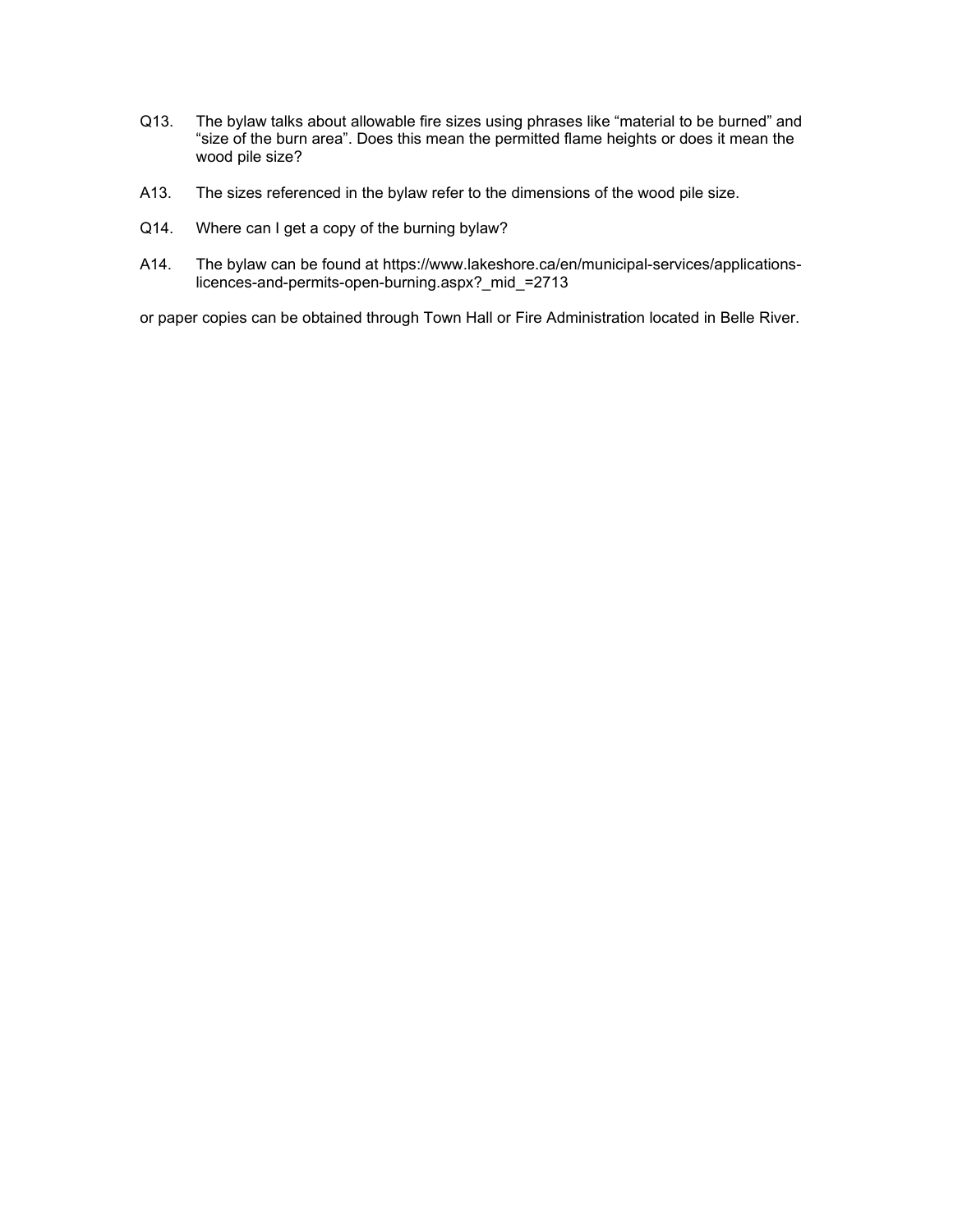Q13. The bylaw talks about allowable fire sizes using phrases like “material to be burned” and “size of the burn area”. Does this mean the permitted flame heights or does it mean the wood pile size?

A13. The sizes referenced in the bylaw refer to the dimensions of the wood pile size.

Q14. Where can I get a copy of the burning bylaw?

A14. The bylaw can be found at https://www.lakeshore.ca/en/municipal-services/applications-licences-and-permits-open-burning.aspx?_mid_=2713

or paper copies can be obtained through Town Hall or Fire Administration located in Belle River.